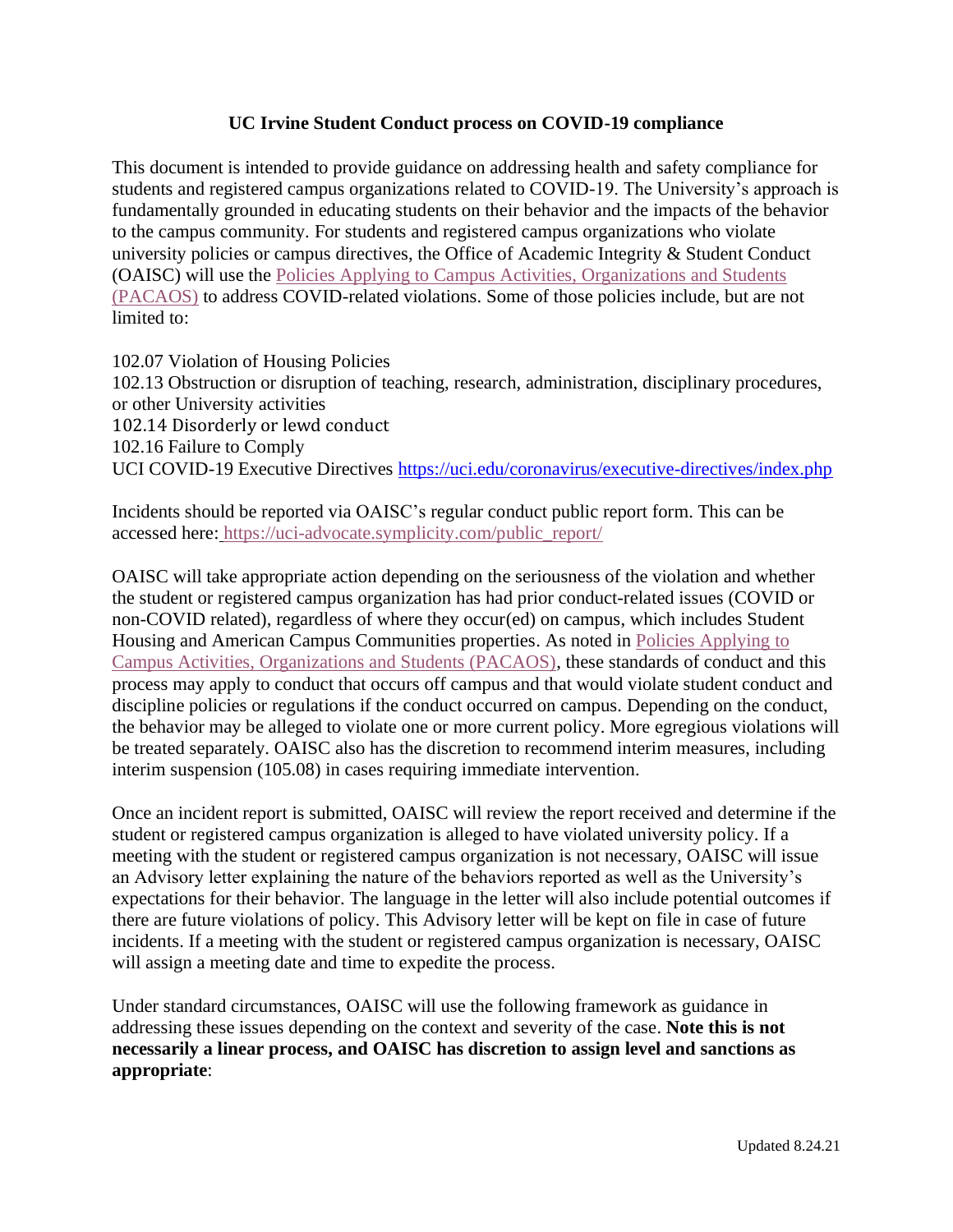# UC Irvine Student Conduct process on COVID-19 compliance

This document is intended to provide guidance on addressing health and safety compliance for students and registered campus organizations related to COVID-19. The University's approach is fundamentally grounded in educating students on their behavior and the impacts of the behavior to the campus community. For students and registered campus organizations who violate university policies or campus directives, the Office of Academic Integrity & Student Conduct (OAISC) will use the [Policies Applying to Campus Activities, Organizations and Students (PACAOS)]() to address COVID-related violations. Some of those policies include, but are not limited to:

102.07 Violation of Housing Policies
102.13 Obstruction or disruption of teaching, research, administration, disciplinary procedures, or other University activities
102.14 Disorderly or lewd conduct
102.16 Failure to Comply
UCI COVID-19 Executive Directives https://uci.edu/coronavirus/executive-directives/index.php

Incidents should be reported via OAISC's regular conduct public report form. This can be accessed here: https://uci-advocate.symplicity.com/public_report/

OAISC will take appropriate action depending on the seriousness of the violation and whether the student or registered campus organization has had prior conduct-related issues (COVID or non-COVID related), regardless of where they occur(ed) on campus, which includes Student Housing and American Campus Communities properties. As noted in [Policies Applying to Campus Activities, Organizations and Students (PACAOS)](), these standards of conduct and this process may apply to conduct that occurs off campus and that would violate student conduct and discipline policies or regulations if the conduct occurred on campus. Depending on the conduct, the behavior may be alleged to violate one or more current policy. More egregious violations will be treated separately. OAISC also has the discretion to recommend interim measures, including interim suspension (105.08) in cases requiring immediate intervention.

Once an incident report is submitted, OAISC will review the report received and determine if the student or registered campus organization is alleged to have violated university policy. If a meeting with the student or registered campus organization is not necessary, OAISC will issue an Advisory letter explaining the nature of the behaviors reported as well as the University's expectations for their behavior. The language in the letter will also include potential outcomes if there are future violations of policy. This Advisory letter will be kept on file in case of future incidents. If a meeting with the student or registered campus organization is necessary, OAISC will assign a meeting date and time to expedite the process.

Under standard circumstances, OAISC will use the following framework as guidance in addressing these issues depending on the context and severity of the case. **Note this is not necessarily a linear process, and OAISC has discretion to assign level and sanctions as appropriate**:

Updated 8.24.21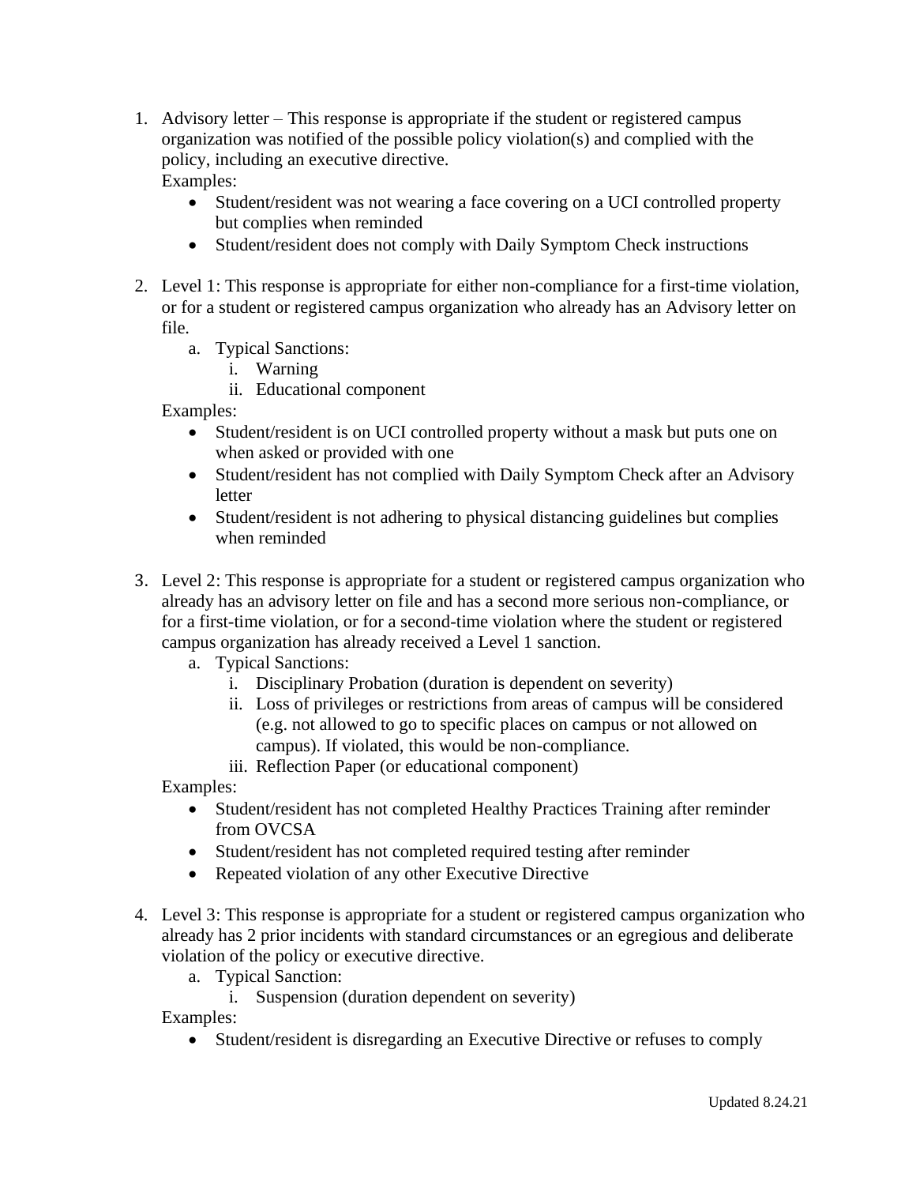1. Advisory letter – This response is appropriate if the student or registered campus organization was notified of the possible policy violation(s) and complied with the policy, including an executive directive.
   Examples:
   - Student/resident was not wearing a face covering on a UCI controlled property but complies when reminded
   - Student/resident does not comply with Daily Symptom Check instructions

2. Level 1: This response is appropriate for either non-compliance for a first-time violation, or for a student or registered campus organization who already has an Advisory letter on file.
   a. Typical Sanctions:
      i. Warning
      ii. Educational component

   Examples:
   - Student/resident is on UCI controlled property without a mask but puts one on when asked or provided with one
   - Student/resident has not complied with Daily Symptom Check after an Advisory letter
   - Student/resident is not adhering to physical distancing guidelines but complies when reminded

3. Level 2: This response is appropriate for a student or registered campus organization who already has an advisory letter on file and has a second more serious non-compliance, or for a first-time violation, or for a second-time violation where the student or registered campus organization has already received a Level 1 sanction.
   a. Typical Sanctions:
      i. Disciplinary Probation (duration is dependent on severity)
      ii. Loss of privileges or restrictions from areas of campus will be considered (e.g. not allowed to go to specific places on campus or not allowed on campus). If violated, this would be non-compliance.
      iii. Reflection Paper (or educational component)

   Examples:
   - Student/resident has not completed Healthy Practices Training after reminder from OVCSA
   - Student/resident has not completed required testing after reminder
   - Repeated violation of any other Executive Directive

4. Level 3: This response is appropriate for a student or registered campus organization who already has 2 prior incidents with standard circumstances or an egregious and deliberate violation of the policy or executive directive.
   a. Typical Sanction:
      i. Suspension (duration dependent on severity)

   Examples:
   - Student/resident is disregarding an Executive Directive or refuses to comply

Updated 8.24.21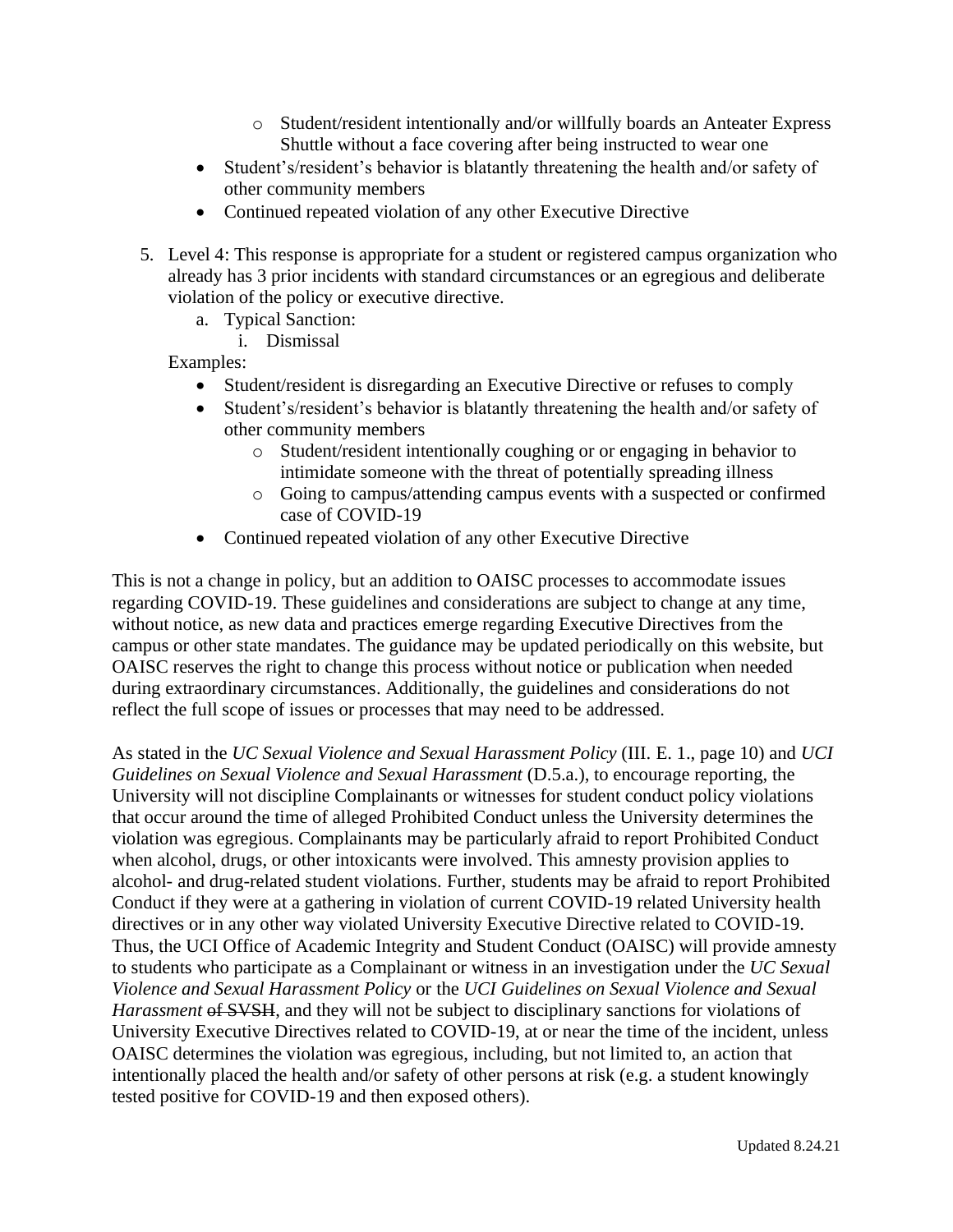- Student/resident intentionally and/or willfully boards an Anteater Express Shuttle without a face covering after being instructed to wear one
- Student's/resident's behavior is blatantly threatening the health and/or safety of other community members
- Continued repeated violation of any other Executive Directive

5. Level 4: This response is appropriate for a student or registered campus organization who already has 3 prior incidents with standard circumstances or an egregious and deliberate violation of the policy or executive directive.
   a. Typical Sanction:
      i. Dismissal

   Examples:
   - Student/resident is disregarding an Executive Directive or refuses to comply
   - Student's/resident's behavior is blatantly threatening the health and/or safety of other community members
     - Student/resident intentionally coughing or or engaging in behavior to intimidate someone with the threat of potentially spreading illness
     - Going to campus/attending campus events with a suspected or confirmed case of COVID-19
   - Continued repeated violation of any other Executive Directive

This is not a change in policy, but an addition to OAISC processes to accommodate issues regarding COVID-19. These guidelines and considerations are subject to change at any time, without notice, as new data and practices emerge regarding Executive Directives from the campus or other state mandates. The guidance may be updated periodically on this website, but OAISC reserves the right to change this process without notice or publication when needed during extraordinary circumstances. Additionally, the guidelines and considerations do not reflect the full scope of issues or processes that may need to be addressed.

As stated in the *UC Sexual Violence and Sexual Harassment Policy* (III. E. 1., page 10) and *UCI Guidelines on Sexual Violence and Sexual Harassment* (D.5.a.), to encourage reporting, the University will not discipline Complainants or witnesses for student conduct policy violations that occur around the time of alleged Prohibited Conduct unless the University determines the violation was egregious. Complainants may be particularly afraid to report Prohibited Conduct when alcohol, drugs, or other intoxicants were involved. This amnesty provision applies to alcohol- and drug-related student violations. Further, students may be afraid to report Prohibited Conduct if they were at a gathering in violation of current COVID-19 related University health directives or in any other way violated University Executive Directive related to COVID-19. Thus, the UCI Office of Academic Integrity and Student Conduct (OAISC) will provide amnesty to students who participate as a Complainant or witness in an investigation under the *UC Sexual Violence and Sexual Harassment Policy* or the *UCI Guidelines on Sexual Violence and Sexual Harassment* ~~of SVSH~~, and they will not be subject to disciplinary sanctions for violations of University Executive Directives related to COVID-19, at or near the time of the incident, unless OAISC determines the violation was egregious, including, but not limited to, an action that intentionally placed the health and/or safety of other persons at risk (e.g. a student knowingly tested positive for COVID-19 and then exposed others).

Updated 8.24.21